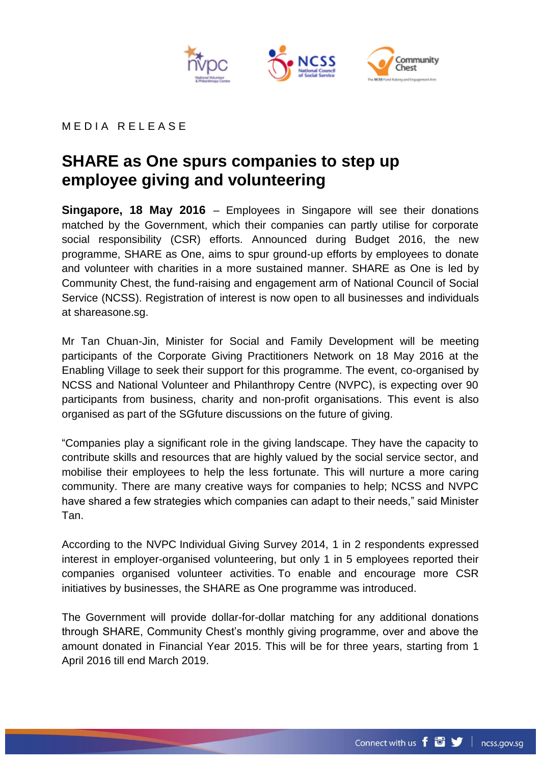MEDIA RELEASE

# SHARE as One spurs companies to step up employee giving and volunteering

**Singapore, 18 May 2016** – Employees in Singapore will see their donations matched by the Government, which their companies can partly utilise for corporate social responsibility (CSR) efforts. Announced during Budget 2016, the new programme, SHARE as One, aims to spur ground-up efforts by employees to donate and volunteer with charities in a more sustained manner. SHARE as One is led by Community Chest, the fund-raising and engagement arm of National Council of Social Service (NCSS). Registration of interest is now open to all businesses and individuals at shareasone.sg.

Mr Tan Chuan-Jin, Minister for Social and Family Development will be meeting participants of the Corporate Giving Practitioners Network on 18 May 2016 at the Enabling Village to seek their support for this programme. The event, co-organised by NCSS and National Volunteer and Philanthropy Centre (NVPC), is expecting over 90 participants from business, charity and non-profit organisations. This event is also organised as part of the SGfuture discussions on the future of giving.

"Companies play a significant role in the giving landscape. They have the capacity to contribute skills and resources that are highly valued by the social service sector, and mobilise their employees to help the less fortunate. This will nurture a more caring community. There are many creative ways for companies to help; NCSS and NVPC have shared a few strategies which companies can adapt to their needs," said Minister Tan.

According to the NVPC Individual Giving Survey 2014, 1 in 2 respondents expressed interest in employer-organised volunteering, but only 1 in 5 employees reported their companies organised volunteer activities. To enable and encourage more CSR initiatives by businesses, the SHARE as One programme was introduced.

The Government will provide dollar-for-dollar matching for any additional donations through SHARE, Community Chest's monthly giving programme, over and above the amount donated in Financial Year 2015. This will be for three years, starting from 1 April 2016 till end March 2019.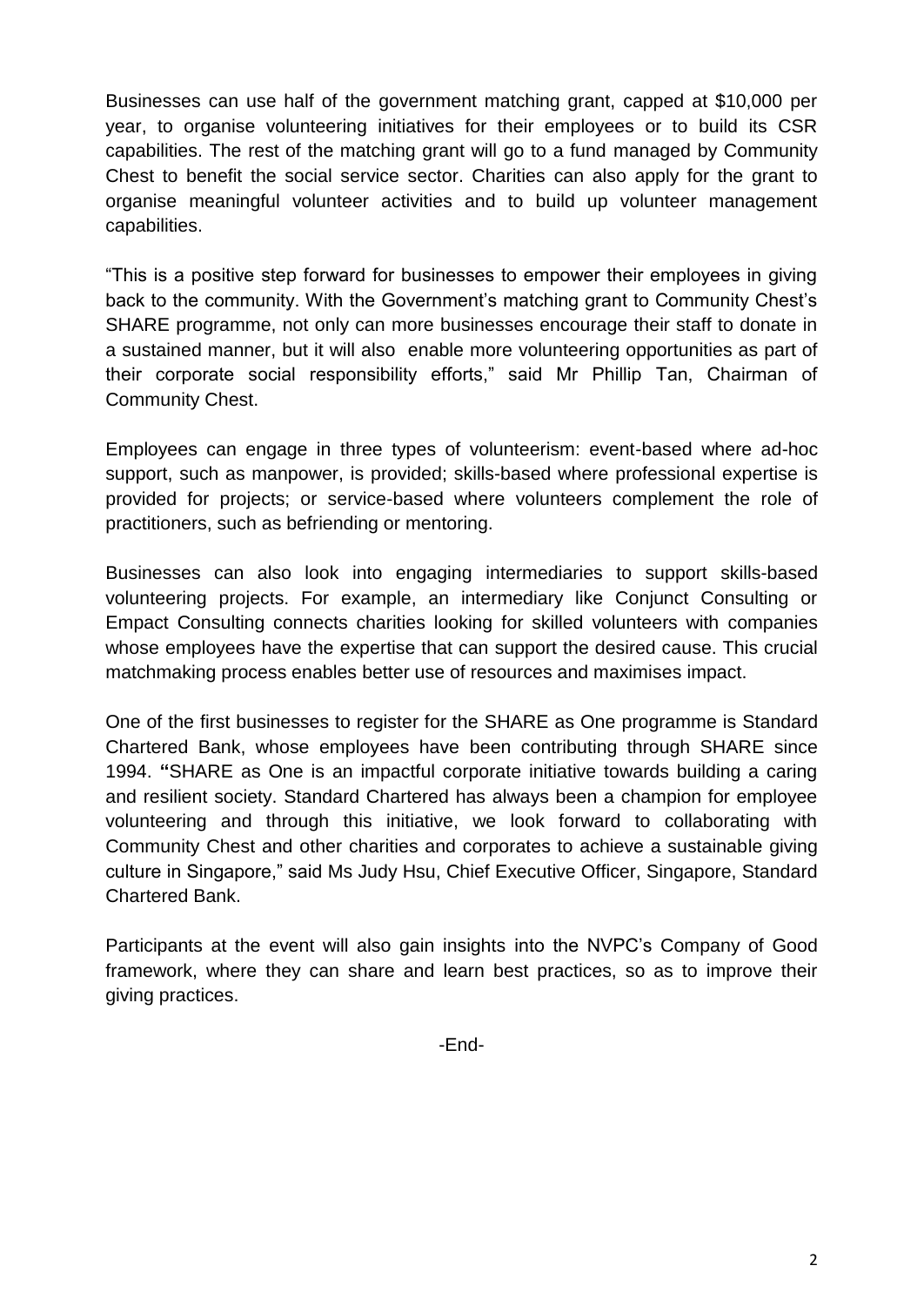Businesses can use half of the government matching grant, capped at $10,000 per year, to organise volunteering initiatives for their employees or to build its CSR capabilities. The rest of the matching grant will go to a fund managed by Community Chest to benefit the social service sector. Charities can also apply for the grant to organise meaningful volunteer activities and to build up volunteer management capabilities.

"This is a positive step forward for businesses to empower their employees in giving back to the community. With the Government's matching grant to Community Chest's SHARE programme, not only can more businesses encourage their staff to donate in a sustained manner, but it will also enable more volunteering opportunities as part of their corporate social responsibility efforts," said Mr Phillip Tan, Chairman of Community Chest.

Employees can engage in three types of volunteerism: event-based where ad-hoc support, such as manpower, is provided; skills-based where professional expertise is provided for projects; or service-based where volunteers complement the role of practitioners, such as befriending or mentoring.

Businesses can also look into engaging intermediaries to support skills-based volunteering projects. For example, an intermediary like Conjunct Consulting or Empact Consulting connects charities looking for skilled volunteers with companies whose employees have the expertise that can support the desired cause. This crucial matchmaking process enables better use of resources and maximises impact.

One of the first businesses to register for the SHARE as One programme is Standard Chartered Bank, whose employees have been contributing through SHARE since 1994. **"**SHARE as One is an impactful corporate initiative towards building a caring and resilient society. Standard Chartered has always been a champion for employee volunteering and through this initiative, we look forward to collaborating with Community Chest and other charities and corporates to achieve a sustainable giving culture in Singapore," said Ms Judy Hsu, Chief Executive Officer, Singapore, Standard Chartered Bank.

Participants at the event will also gain insights into the NVPC's Company of Good framework, where they can share and learn best practices, so as to improve their giving practices.

-End-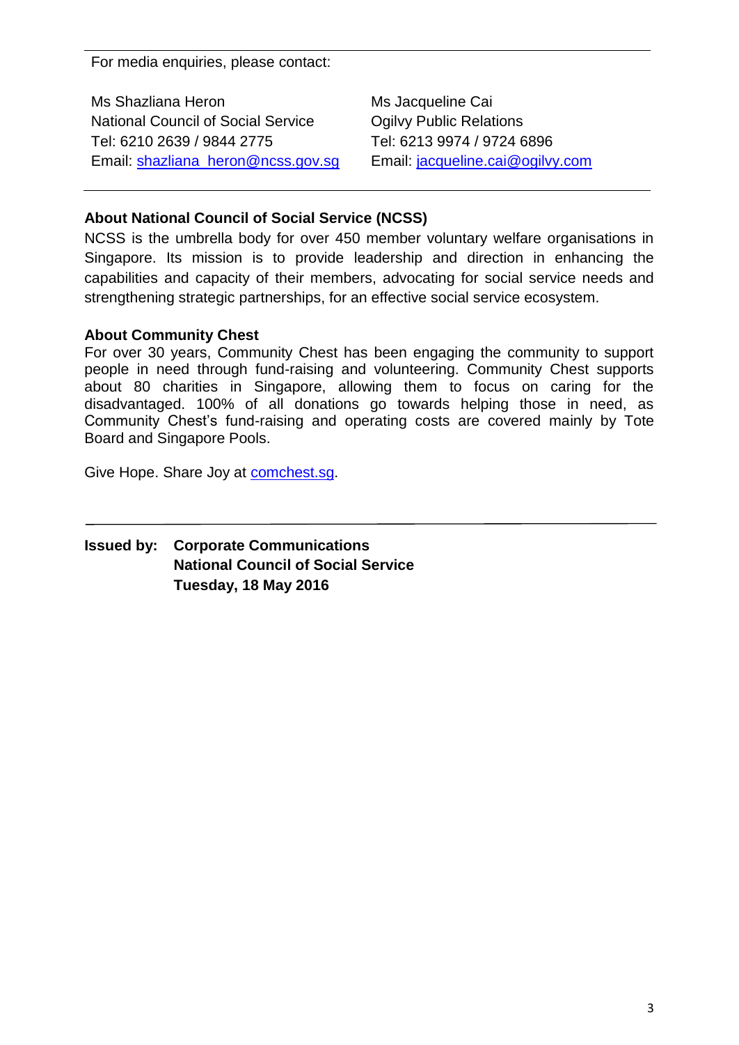For media enquiries, please contact:

| | |
|---|---|
| Ms Shazliana Heron | Ms Jacqueline Cai |
| National Council of Social Service | Ogilvy Public Relations |
| Tel: 6210 2639 / 9844 2775 | Tel: 6213 9974 / 9724 6896 |
| Email: shazliana_heron@ncss.gov.sg | Email: jacqueline.cai@ogilvy.com |

**About National Council of Social Service (NCSS)**
NCSS is the umbrella body for over 450 member voluntary welfare organisations in Singapore. Its mission is to provide leadership and direction in enhancing the capabilities and capacity of their members, advocating for social service needs and strengthening strategic partnerships, for an effective social service ecosystem.

**About Community Chest**
For over 30 years, Community Chest has been engaging the community to support people in need through fund-raising and volunteering. Community Chest supports about 80 charities in Singapore, allowing them to focus on caring for the disadvantaged. 100% of all donations go towards helping those in need, as Community Chest's fund-raising and operating costs are covered mainly by Tote Board and Singapore Pools.

Give Hope. Share Joy at comchest.sg.

---

**Issued by: Corporate Communications**
**National Council of Social Service**
**Tuesday, 18 May 2016**